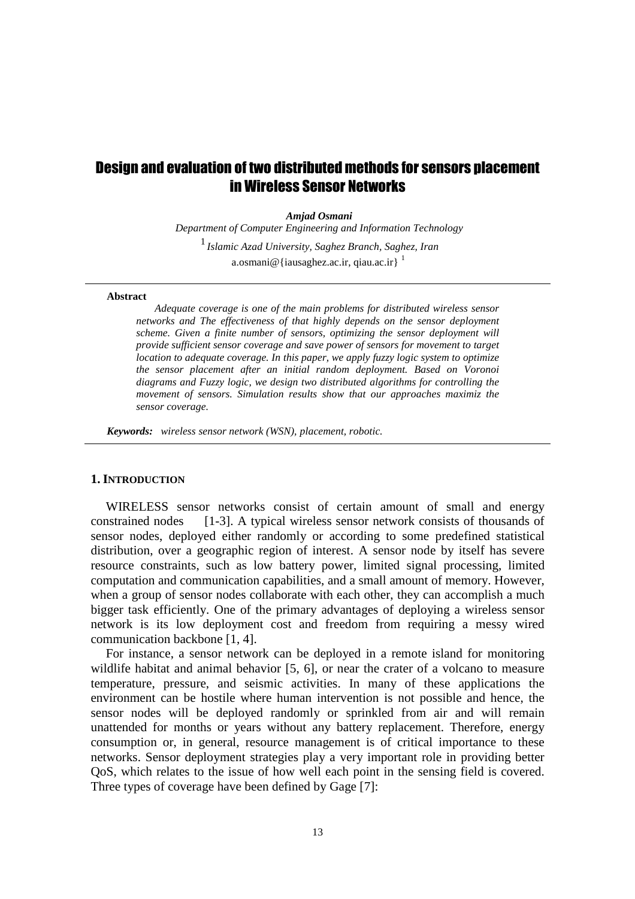# Design and evaluation of two distributed methods for sensors placement in Wireless Sensor Networks

***Amjad Osmani***

*Department of Computer Engineering and Information Technology*

[1] *Islamic Azad University, Saghez Branch, Saghez, Iran*

a.osmani@{iausaghez.ac.ir, qiau.ac.ir} [1]

---

**Abstract**

*Adequate coverage is one of the main problems for distributed wireless sensor networks and The effectiveness of that highly depends on the sensor deployment scheme. Given a finite number of sensors, optimizing the sensor deployment will provide sufficient sensor coverage and save power of sensors for movement to target location to adequate coverage. In this paper, we apply fuzzy logic system to optimize the sensor placement after an initial random deployment. Based on Voronoi diagrams and Fuzzy logic, we design two distributed algorithms for controlling the movement of sensors. Simulation results show that our approaches maximiz the sensor coverage.*

***Keywords:*** *wireless sensor network (WSN), placement, robotic.*

---

## 1. INTRODUCTION

WIRELESS sensor networks consist of certain amount of small and energy constrained nodes [1-3]. A typical wireless sensor network consists of thousands of sensor nodes, deployed either randomly or according to some predefined statistical distribution, over a geographic region of interest. A sensor node by itself has severe resource constraints, such as low battery power, limited signal processing, limited computation and communication capabilities, and a small amount of memory. However, when a group of sensor nodes collaborate with each other, they can accomplish a much bigger task efficiently. One of the primary advantages of deploying a wireless sensor network is its low deployment cost and freedom from requiring a messy wired communication backbone [1, 4].

For instance, a sensor network can be deployed in a remote island for monitoring wildlife habitat and animal behavior [5, 6], or near the crater of a volcano to measure temperature, pressure, and seismic activities. In many of these applications the environment can be hostile where human intervention is not possible and hence, the sensor nodes will be deployed randomly or sprinkled from air and will remain unattended for months or years without any battery replacement. Therefore, energy consumption or, in general, resource management is of critical importance to these networks. Sensor deployment strategies play a very important role in providing better QoS, which relates to the issue of how well each point in the sensing field is covered. Three types of coverage have been defined by Gage [7]: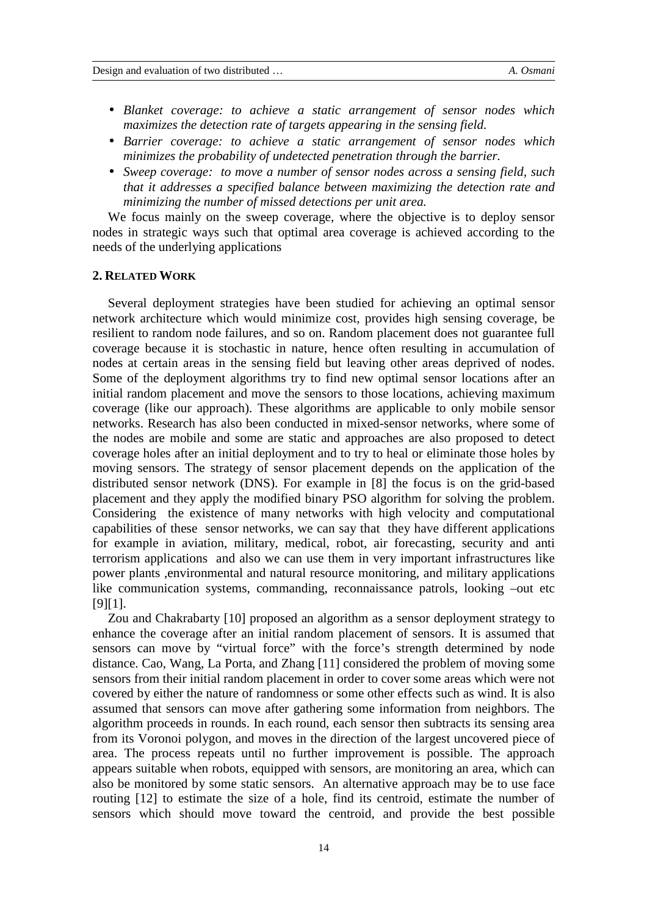- *Blanket coverage: to achieve a static arrangement of sensor nodes which maximizes the detection rate of targets appearing in the sensing field.*
- *Barrier coverage: to achieve a static arrangement of sensor nodes which minimizes the probability of undetected penetration through the barrier.*
- *Sweep coverage: to move a number of sensor nodes across a sensing field, such that it addresses a specified balance between maximizing the detection rate and minimizing the number of missed detections per unit area.*

We focus mainly on the sweep coverage, where the objective is to deploy sensor nodes in strategic ways such that optimal area coverage is achieved according to the needs of the underlying applications

## 2. RELATED WORK

Several deployment strategies have been studied for achieving an optimal sensor network architecture which would minimize cost, provides high sensing coverage, be resilient to random node failures, and so on. Random placement does not guarantee full coverage because it is stochastic in nature, hence often resulting in accumulation of nodes at certain areas in the sensing field but leaving other areas deprived of nodes. Some of the deployment algorithms try to find new optimal sensor locations after an initial random placement and move the sensors to those locations, achieving maximum coverage (like our approach). These algorithms are applicable to only mobile sensor networks. Research has also been conducted in mixed-sensor networks, where some of the nodes are mobile and some are static and approaches are also proposed to detect coverage holes after an initial deployment and to try to heal or eliminate those holes by moving sensors. The strategy of sensor placement depends on the application of the distributed sensor network (DNS). For example in [8] the focus is on the grid-based placement and they apply the modified binary PSO algorithm for solving the problem. Considering the existence of many networks with high velocity and computational capabilities of these sensor networks, we can say that they have different applications for example in aviation, military, medical, robot, air forecasting, security and anti terrorism applications and also we can use them in very important infrastructures like power plants ,environmental and natural resource monitoring, and military applications like communication systems, commanding, reconnaissance patrols, looking –out etc [9][1].

Zou and Chakrabarty [10] proposed an algorithm as a sensor deployment strategy to enhance the coverage after an initial random placement of sensors. It is assumed that sensors can move by "virtual force" with the force's strength determined by node distance. Cao, Wang, La Porta, and Zhang [11] considered the problem of moving some sensors from their initial random placement in order to cover some areas which were not covered by either the nature of randomness or some other effects such as wind. It is also assumed that sensors can move after gathering some information from neighbors. The algorithm proceeds in rounds. In each round, each sensor then subtracts its sensing area from its Voronoi polygon, and moves in the direction of the largest uncovered piece of area. The process repeats until no further improvement is possible. The approach appears suitable when robots, equipped with sensors, are monitoring an area, which can also be monitored by some static sensors. An alternative approach may be to use face routing [12] to estimate the size of a hole, find its centroid, estimate the number of sensors which should move toward the centroid, and provide the best possible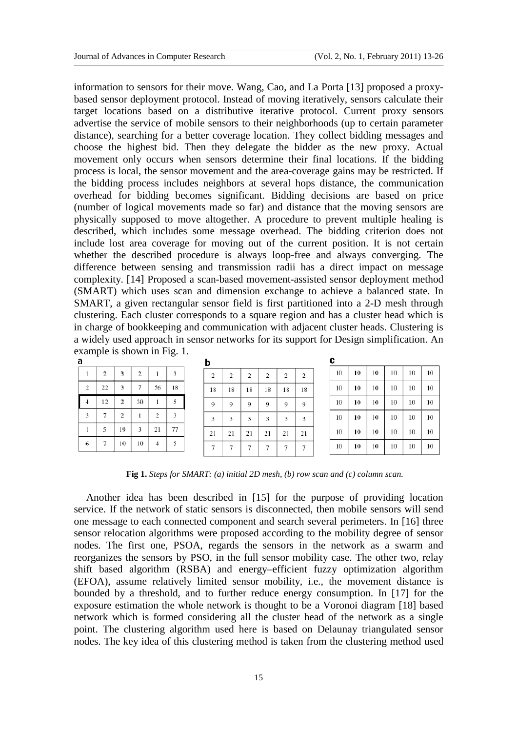information to sensors for their move. Wang, Cao, and La Porta [13] proposed a proxy-based sensor deployment protocol. Instead of moving iteratively, sensors calculate their target locations based on a distributive iterative protocol. Current proxy sensors advertise the service of mobile sensors to their neighborhoods (up to certain parameter distance), searching for a better coverage location. They collect bidding messages and choose the highest bid. Then they delegate the bidder as the new proxy. Actual movement only occurs when sensors determine their final locations. If the bidding process is local, the sensor movement and the area-coverage gains may be restricted. If the bidding process includes neighbors at several hops distance, the communication overhead for bidding becomes significant. Bidding decisions are based on price (number of logical movements made so far) and distance that the moving sensors are physically supposed to move altogether. A procedure to prevent multiple healing is described, which includes some message overhead. The bidding criterion does not include lost area coverage for moving out of the current position. It is not certain whether the described procedure is always loop-free and always converging. The difference between sensing and transmission radii has a direct impact on message complexity. [14] Proposed a scan-based movement-assisted sensor deployment method (SMART) which uses scan and dimension exchange to achieve a balanced state. In SMART, a given rectangular sensor field is first partitioned into a 2-D mesh through clustering. Each cluster corresponds to a square region and has a cluster head which is in charge of bookkeeping and communication with adjacent cluster heads. Clustering is a widely used approach in sensor networks for its support for Design simplification. An example is shown in Fig. 1.

a

| | | | | | |
|---|---|---|---|---|---|
| 1 | 2 | 3 | 2 | 1 | 3 |
| 2 | 22 | 3 | 7 | 56 | 18 |
| 4 | 12 | 2 | 30 | 1 | 5 |
| 3 | 7 | 2 | 1 | 2 | 3 |
| 1 | 5 | 19 | 3 | 21 | 77 |
| 6 | 7 | 10 | 10 | 4 | 5 |

b

| | | | | | |
|---|---|---|---|---|---|
| 2 | 2 | 2 | 2 | 2 | 2 |
| 18 | 18 | 18 | 18 | 18 | 18 |
| 9 | 9 | 9 | 9 | 9 | 9 |
| 3 | 3 | 3 | 3 | 3 | 3 |
| 21 | 21 | 21 | 21 | 21 | 21 |
| 7 | 7 | 7 | 7 | 7 | 7 |

c

| | | | | | |
|---|---|---|---|---|---|
| 10 | 10 | 10 | 10 | 10 | 10 |
| 10 | 10 | 10 | 10 | 10 | 10 |
| 10 | 10 | 10 | 10 | 10 | 10 |
| 10 | 10 | 10 | 10 | 10 | 10 |
| 10 | 10 | 10 | 10 | 10 | 10 |
| 10 | 10 | 10 | 10 | 10 | 10 |

**Fig 1.** *Steps for SMART: (a) initial 2D mesh, (b) row scan and (c) column scan.*

Another idea has been described in [15] for the purpose of providing location service. If the network of static sensors is disconnected, then mobile sensors will send one message to each connected component and search several perimeters. In [16] three sensor relocation algorithms were proposed according to the mobility degree of sensor nodes. The first one, PSOA, regards the sensors in the network as a swarm and reorganizes the sensors by PSO, in the full sensor mobility case. The other two, relay shift based algorithm (RSBA) and energy–efficient fuzzy optimization algorithm (EFOA), assume relatively limited sensor mobility, i.e., the movement distance is bounded by a threshold, and to further reduce energy consumption. In [17] for the exposure estimation the whole network is thought to be a Voronoi diagram [18] based network which is formed considering all the cluster head of the network as a single point. The clustering algorithm used here is based on Delaunay triangulated sensor nodes. The key idea of this clustering method is taken from the clustering method used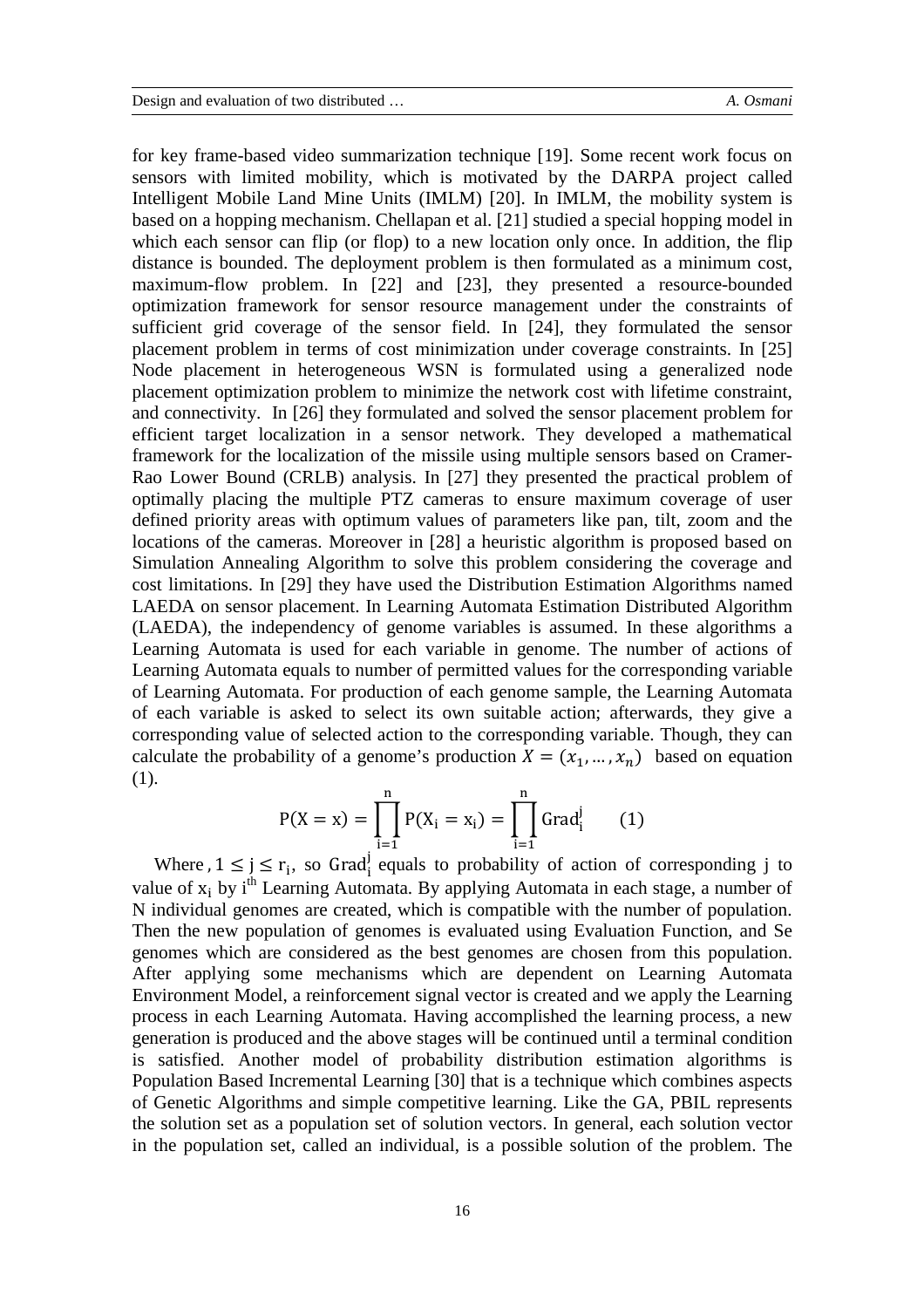for key frame-based video summarization technique [19]. Some recent work focus on sensors with limited mobility, which is motivated by the DARPA project called Intelligent Mobile Land Mine Units (IMLM) [20]. In IMLM, the mobility system is based on a hopping mechanism. Chellapan et al. [21] studied a special hopping model in which each sensor can flip (or flop) to a new location only once. In addition, the flip distance is bounded. The deployment problem is then formulated as a minimum cost, maximum-flow problem. In [22] and [23], they presented a resource-bounded optimization framework for sensor resource management under the constraints of sufficient grid coverage of the sensor field. In [24], they formulated the sensor placement problem in terms of cost minimization under coverage constraints. In [25] Node placement in heterogeneous WSN is formulated using a generalized node placement optimization problem to minimize the network cost with lifetime constraint, and connectivity. In [26] they formulated and solved the sensor placement problem for efficient target localization in a sensor network. They developed a mathematical framework for the localization of the missile using multiple sensors based on Cramer-Rao Lower Bound (CRLB) analysis. In [27] they presented the practical problem of optimally placing the multiple PTZ cameras to ensure maximum coverage of user defined priority areas with optimum values of parameters like pan, tilt, zoom and the locations of the cameras. Moreover in [28] a heuristic algorithm is proposed based on Simulation Annealing Algorithm to solve this problem considering the coverage and cost limitations. In [29] they have used the Distribution Estimation Algorithms named LAEDA on sensor placement. In Learning Automata Estimation Distributed Algorithm (LAEDA), the independency of genome variables is assumed. In these algorithms a Learning Automata is used for each variable in genome. The number of actions of Learning Automata equals to number of permitted values for the corresponding variable of Learning Automata. For production of each genome sample, the Learning Automata of each variable is asked to select its own suitable action; afterwards, they give a corresponding value of selected action to the corresponding variable. Though, they can calculate the probability of a genome's production $X = (x_1, \dots, x_n)$ based on equation (1).

$$P(X = x) = \prod_{i=1}^{n} P(X_i = x_i) = \prod_{i=1}^{n} \text{Grad}_i^j \qquad (1)$$

Where , $1 \leq j \leq r_i$, so $\text{Grad}_i^j$ equals to probability of action of corresponding j to value of $x_i$ by $i^{th}$ Learning Automata. By applying Automata in each stage, a number of N individual genomes are created, which is compatible with the number of population. Then the new population of genomes is evaluated using Evaluation Function, and Se genomes which are considered as the best genomes are chosen from this population. After applying some mechanisms which are dependent on Learning Automata Environment Model, a reinforcement signal vector is created and we apply the Learning process in each Learning Automata. Having accomplished the learning process, a new generation is produced and the above stages will be continued until a terminal condition is satisfied. Another model of probability distribution estimation algorithms is Population Based Incremental Learning [30] that is a technique which combines aspects of Genetic Algorithms and simple competitive learning. Like the GA, PBIL represents the solution set as a population set of solution vectors. In general, each solution vector in the population set, called an individual, is a possible solution of the problem. The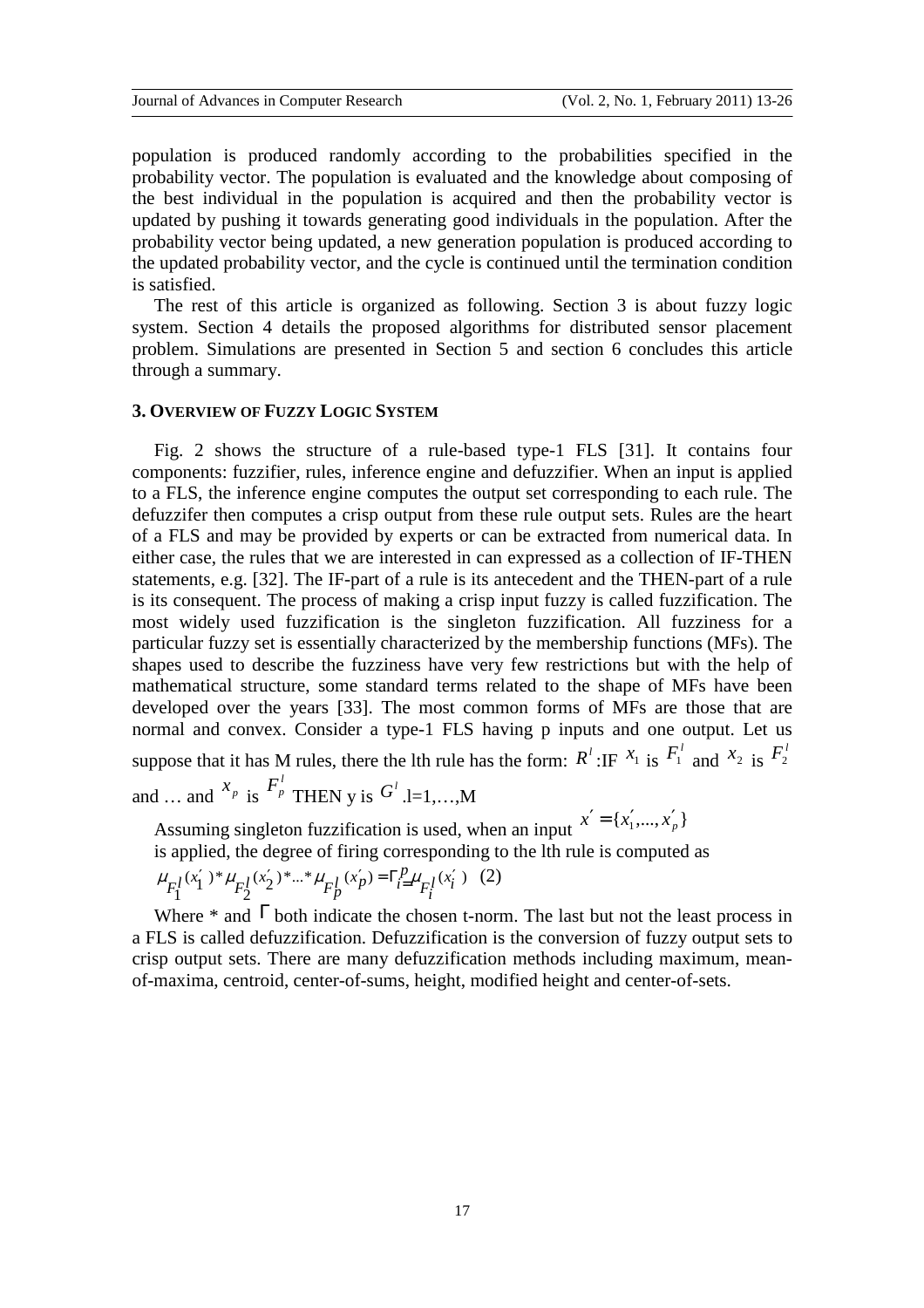population is produced randomly according to the probabilities specified in the probability vector. The population is evaluated and the knowledge about composing of the best individual in the population is acquired and then the probability vector is updated by pushing it towards generating good individuals in the population. After the probability vector being updated, a new generation population is produced according to the updated probability vector, and the cycle is continued until the termination condition is satisfied.

The rest of this article is organized as following. Section 3 is about fuzzy logic system. Section 4 details the proposed algorithms for distributed sensor placement problem. Simulations are presented in Section 5 and section 6 concludes this article through a summary.

## 3. Overview of Fuzzy Logic System

Fig. 2 shows the structure of a rule-based type-1 FLS [31]. It contains four components: fuzzifier, rules, inference engine and defuzzifier. When an input is applied to a FLS, the inference engine computes the output set corresponding to each rule. The defuzzifer then computes a crisp output from these rule output sets. Rules are the heart of a FLS and may be provided by experts or can be extracted from numerical data. In either case, the rules that we are interested in can expressed as a collection of IF-THEN statements, e.g. [32]. The IF-part of a rule is its antecedent and the THEN-part of a rule is its consequent. The process of making a crisp input fuzzy is called fuzzification. The most widely used fuzzification is the singleton fuzzification. All fuzziness for a particular fuzzy set is essentially characterized by the membership functions (MFs). The shapes used to describe the fuzziness have very few restrictions but with the help of mathematical structure, some standard terms related to the shape of MFs have been developed over the years [33]. The most common forms of MFs are those that are normal and convex. Consider a type-1 FLS having p inputs and one output. Let us suppose that it has M rules, there the lth rule has the form: $R^l$:IF $x_1$ is $F_1^l$ and $x_2$ is $F_2^l$ and … and $x_p$ is $F_p^l$ THEN y is $G^l$ .l=1,…,M

Assuming singleton fuzzification is used, when an input $x' = \{x'_1,...,x'_p\}$ is applied, the degree of firing corresponding to the lth rule is computed as

$$\mu_{F_1^l}(x'_1) * \mu_{F_2^l}(x'_2) * ... * \mu_{F_p^l}(x'_p) = \Gamma_{i=1}^{p} \mu_{F_i^l}(x'_i) \quad (2)$$

Where * and $\Gamma$ both indicate the chosen t-norm. The last but not the least process in a FLS is called defuzzification. Defuzzification is the conversion of fuzzy output sets to crisp output sets. There are many defuzzification methods including maximum, mean-of-maxima, centroid, center-of-sums, height, modified height and center-of-sets.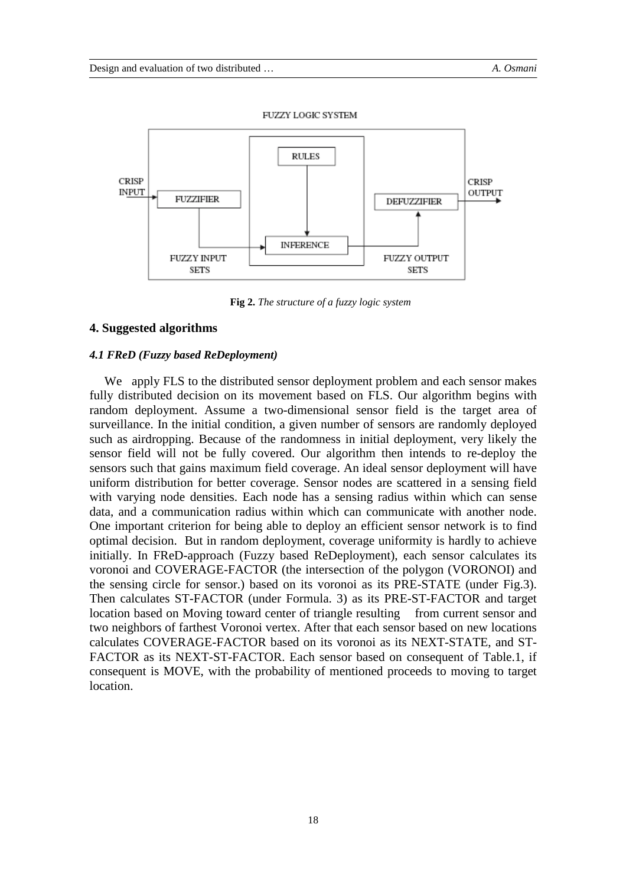FUZZY LOGIC SYSTEM

CRISP INPUT → FUZZIFIER → INFERENCE (RULES) → DEFUZZIFIER → CRISP OUTPUT

FUZZY INPUT SETS — FUZZY OUTPUT SETS

**Fig 2.** *The structure of a fuzzy logic system*

## 4. Suggested algorithms

### *4.1 FReD (Fuzzy based ReDeployment)*

We apply FLS to the distributed sensor deployment problem and each sensor makes fully distributed decision on its movement based on FLS. Our algorithm begins with random deployment. Assume a two-dimensional sensor field is the target area of surveillance. In the initial condition, a given number of sensors are randomly deployed such as airdropping. Because of the randomness in initial deployment, very likely the sensor field will not be fully covered. Our algorithm then intends to re-deploy the sensors such that gains maximum field coverage. An ideal sensor deployment will have uniform distribution for better coverage. Sensor nodes are scattered in a sensing field with varying node densities. Each node has a sensing radius within which can sense data, and a communication radius within which can communicate with another node. One important criterion for being able to deploy an efficient sensor network is to find optimal decision. But in random deployment, coverage uniformity is hardly to achieve initially. In FReD-approach (Fuzzy based ReDeployment), each sensor calculates its voronoi and COVERAGE-FACTOR (the intersection of the polygon (VORONOI) and the sensing circle for sensor.) based on its voronoi as its PRE-STATE (under Fig.3). Then calculates ST-FACTOR (under Formula. 3) as its PRE-ST-FACTOR and target location based on Moving toward center of triangle resulting from current sensor and two neighbors of farthest Voronoi vertex. After that each sensor based on new locations calculates COVERAGE-FACTOR based on its voronoi as its NEXT-STATE, and ST-FACTOR as its NEXT-ST-FACTOR. Each sensor based on consequent of Table.1, if consequent is MOVE, with the probability of mentioned proceeds to moving to target location.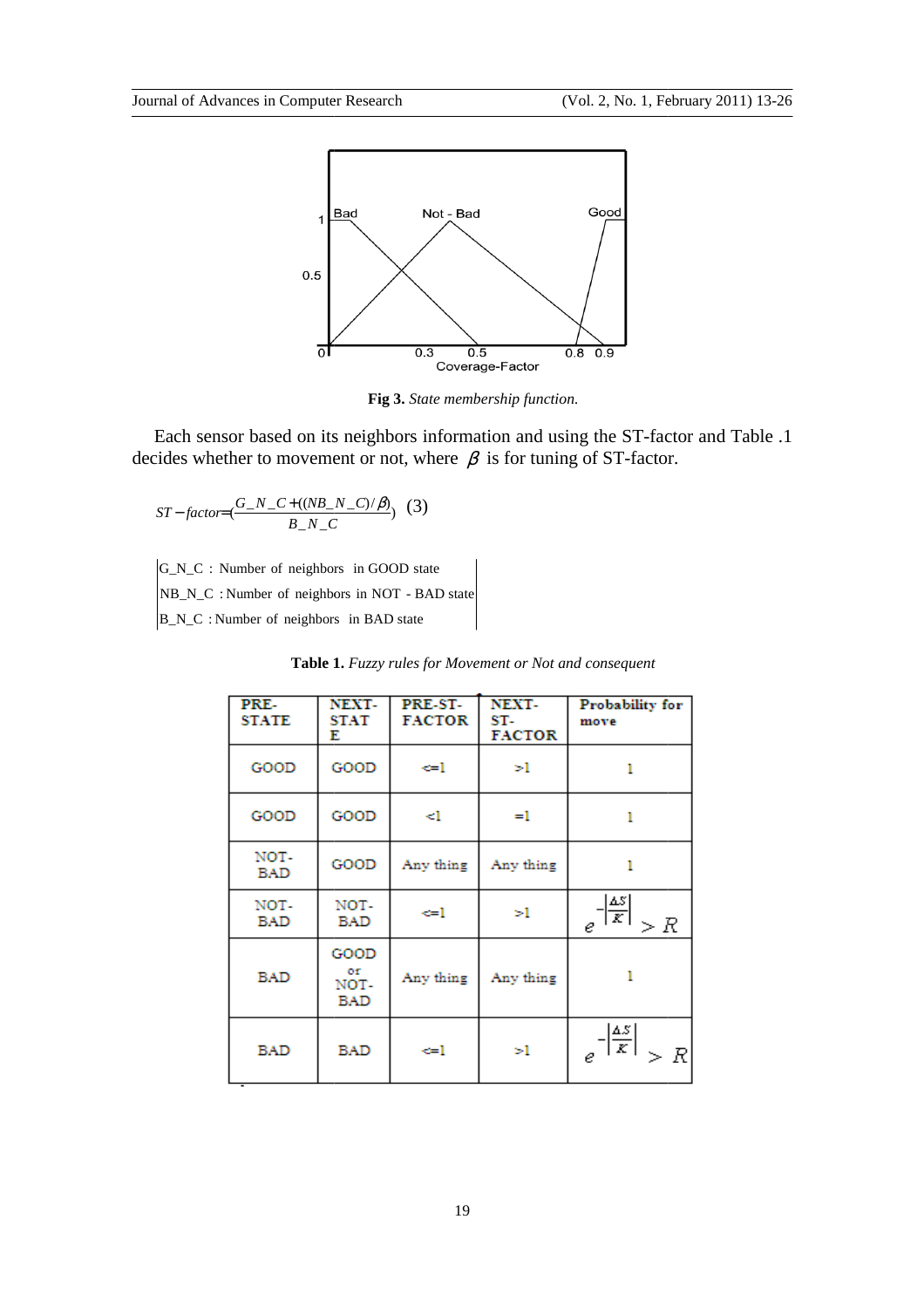Fig 3. *State membership function.*

Each sensor based on its neighbors information and using the ST-factor and Table .1 decides whether to movement or not, where $\beta$ is for tuning of ST-factor.

$$ST-factor=\left(\frac{G\_N\_C+((NB\_N\_C)/\beta)}{B\_N\_C}\right) \quad (3)$$

G_N_C : Number of neighbors in GOOD state
NB_N_C : Number of neighbors in NOT - BAD state
B_N_C : Number of neighbors in BAD state

**Table 1.** *Fuzzy rules for Movement or Not and consequent*

| PRE-STATE | NEXT-STATE | PRE-ST-FACTOR | NEXT-ST-FACTOR | Probability for move |
|---|---|---|---|---|
| GOOD | GOOD | <=1 | >1 | 1 |
| GOOD | GOOD | <1 | =1 | 1 |
| NOT-BAD | GOOD | Any thing | Any thing | 1 |
| NOT-BAD | NOT-BAD | <=1 | >1 | $e^{-\left\lvert\frac{\Delta S}{K}\right\rvert} > R$ |
| BAD | GOOD or NOT-BAD | Any thing | Any thing | 1 |
| BAD | BAD | <=1 | >1 | $e^{-\left\lvert\frac{\Delta S}{K}\right\rvert} > R$ |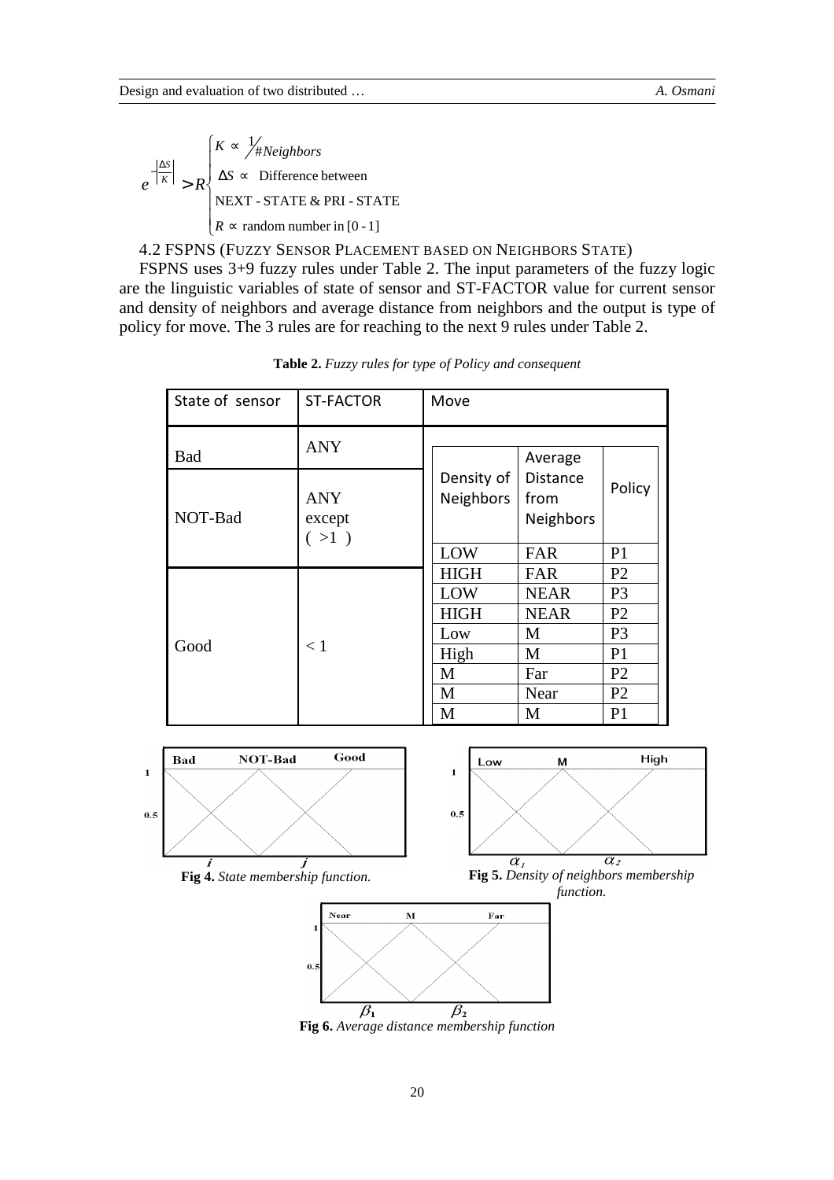$$e^{-\left|\frac{\Delta S}{K}\right|} > R \begin{cases} K \propto 1/\#Neighbors \\ \Delta S \propto \text{ Difference between} \\ \text{NEXT - STATE \& PRI - STATE} \\ R \propto \text{ random number in } [0 - 1] \end{cases}$$

4.2 FSPNS (FUZZY SENSOR PLACEMENT BASED ON NEIGHBORS STATE)

FSPNS uses 3+9 fuzzy rules under Table 2. The input parameters of the fuzzy logic are the linguistic variables of state of sensor and ST-FACTOR value for current sensor and density of neighbors and average distance from neighbors and the output is type of policy for move. The 3 rules are for reaching to the next 9 rules under Table 2.

**Table 2.** *Fuzzy rules for type of Policy and consequent*

| State of sensor | ST-FACTOR | Move | | |
|---|---|---|---|---|
| Bad | ANY | Density of Neighbors | Average Distance from Neighbors | Policy |
| NOT-Bad | ANY except ( >1 ) | | | |
| Good | < 1 | LOW | FAR | P1 |
| | | HIGH | FAR | P2 |
| | | LOW | NEAR | P3 |
| | | HIGH | NEAR | P2 |
| | | Low | M | P3 |
| | | High | M | P1 |
| | | M | Far | P2 |
| | | M | Near | P2 |
| | | M | M | P1 |

**Fig 4.** *State membership function.*

**Fig 5.** *Density of neighbors membership function.*

**Fig 6.** *Average distance membership function*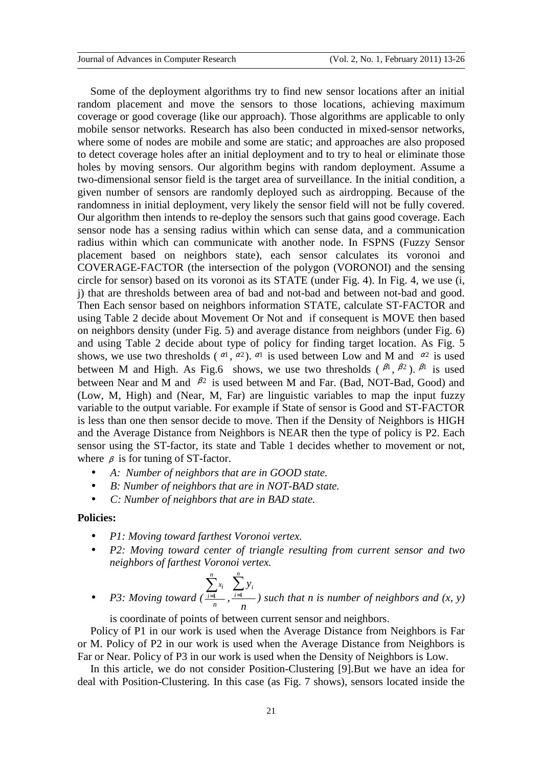Some of the deployment algorithms try to find new sensor locations after an initial random placement and move the sensors to those locations, achieving maximum coverage or good coverage (like our approach). Those algorithms are applicable to only mobile sensor networks. Research has also been conducted in mixed-sensor networks, where some of nodes are mobile and some are static; and approaches are also proposed to detect coverage holes after an initial deployment and to try to heal or eliminate those holes by moving sensors. Our algorithm begins with random deployment. Assume a two-dimensional sensor field is the target area of surveillance. In the initial condition, a given number of sensors are randomly deployed such as airdropping. Because of the randomness in initial deployment, very likely the sensor field will not be fully covered. Our algorithm then intends to re-deploy the sensors such that gains good coverage. Each sensor node has a sensing radius within which can sense data, and a communication radius within which can communicate with another node. In FSPNS (Fuzzy Sensor placement based on neighbors state), each sensor calculates its voronoi and COVERAGE-FACTOR (the intersection of the polygon (VORONOI) and the sensing circle for sensor) based on its voronoi as its STATE (under Fig. 4). In Fig. 4, we use (i, j) that are thresholds between area of bad and not-bad and between not-bad and good. Then Each sensor based on neighbors information STATE, calculate ST-FACTOR and using Table 2 decide about Movement Or Not and if consequent is MOVE then based on neighbors density (under Fig. 5) and average distance from neighbors (under Fig. 6) and using Table 2 decide about type of policy for finding target location. As Fig. 5 shows, we use two thresholds ( $\alpha_1$, $\alpha_2$). $\alpha_1$ is used between Low and M and $\alpha_2$ is used between M and High. As Fig.6 shows, we use two thresholds ( $\beta_1$, $\beta_2$ ). $\beta_1$ is used between Near and M and $\beta_2$ is used between M and Far. (Bad, NOT-Bad, Good) and (Low, M, High) and (Near, M, Far) are linguistic variables to map the input fuzzy variable to the output variable. For example if State of sensor is Good and ST-FACTOR is less than one then sensor decide to move. Then if the Density of Neighbors is HIGH and the Average Distance from Neighbors is NEAR then the type of policy is P2. Each sensor using the ST-factor, its state and Table 1 decides whether to movement or not, where $\beta$ is for tuning of ST-factor.

- *A: Number of neighbors that are in GOOD state.*
- *B: Number of neighbors that are in NOT-BAD state.*
- *C: Number of neighbors that are in BAD state.*

**Policies:**

- *P1: Moving toward farthest Voronoi vertex.*
- *P2: Moving toward center of triangle resulting from current sensor and two neighbors of farthest Voronoi vertex.*
- *P3: Moving toward* $\left(\frac{\sum_{i=1}^{n} x_i}{n}, \frac{\sum_{i=1}^{n} y_i}{n}\right)$ *such that n is number of neighbors and (x, y)* is coordinate of points of between current sensor and neighbors.

Policy of P1 in our work is used when the Average Distance from Neighbors is Far or M. Policy of P2 in our work is used when the Average Distance from Neighbors is Far or Near. Policy of P3 in our work is used when the Density of Neighbors is Low.

In this article, we do not consider Position-Clustering [9].But we have an idea for deal with Position-Clustering. In this case (as Fig. 7 shows), sensors located inside the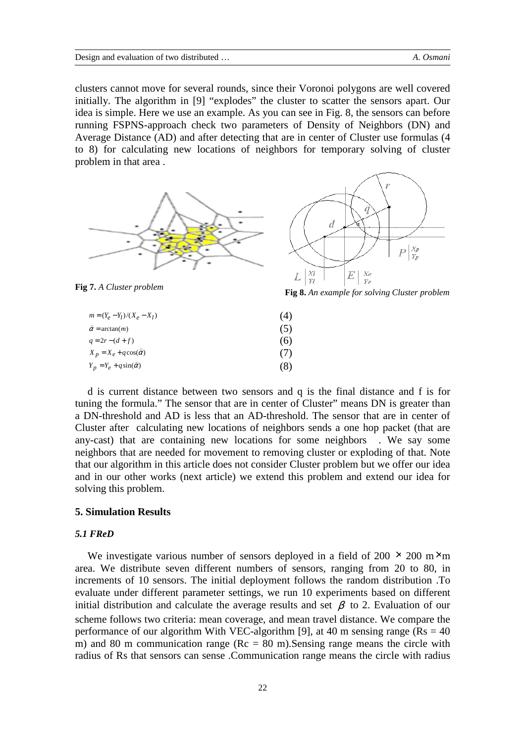clusters cannot move for several rounds, since their Voronoi polygons are well covered initially. The algorithm in [9] “explodes” the cluster to scatter the sensors apart. Our idea is simple. Here we use an example. As you can see in Fig. 8, the sensors can before running FSPNS-approach check two parameters of Density of Neighbors (DN) and Average Distance (AD) and after detecting that are in center of Cluster use formulas (4 to 8) for calculating new locations of neighbors for temporary solving of cluster problem in that area .

**Fig 7.** *A Cluster problem*

**Fig 8.** *An example for solving Cluster problem*

$$m = (Y_e - Y_l)/(X_e - X_l) \quad (4)$$

$$\hat{\alpha} = \arctan(m) \quad (5)$$

$$q = 2r - (d + f) \quad (6)$$

$$X_p = X_e + q\cos(\hat{\alpha}) \quad (7)$$

$$Y_p = Y_e + q\sin(\hat{\alpha}) \quad (8)$$

d is current distance between two sensors and q is the final distance and f is for tuning the formula.” The sensor that are in center of Cluster” means DN is greater than a DN-threshold and AD is less that an AD-threshold. The sensor that are in center of Cluster after calculating new locations of neighbors sends a one hop packet (that are any-cast) that are containing new locations for some neighbors . We say some neighbors that are needed for movement to removing cluster or exploding of that. Note that our algorithm in this article does not consider Cluster problem but we offer our idea and in our other works (next article) we extend this problem and extend our idea for solving this problem.

## 5. Simulation Results

### *5.1 FReD*

We investigate various number of sensors deployed in a field of 200 × 200 m×m area. We distribute seven different numbers of sensors, ranging from 20 to 80, in increments of 10 sensors. The initial deployment follows the random distribution .To evaluate under different parameter settings, we run 10 experiments based on different initial distribution and calculate the average results and set $\beta$ to 2. Evaluation of our scheme follows two criteria: mean coverage, and mean travel distance. We compare the performance of our algorithm With VEC-algorithm [9], at 40 m sensing range ($Rs = 40$ m) and 80 m communication range ($Rc = 80$ m).Sensing range means the circle with radius of Rs that sensors can sense .Communication range means the circle with radius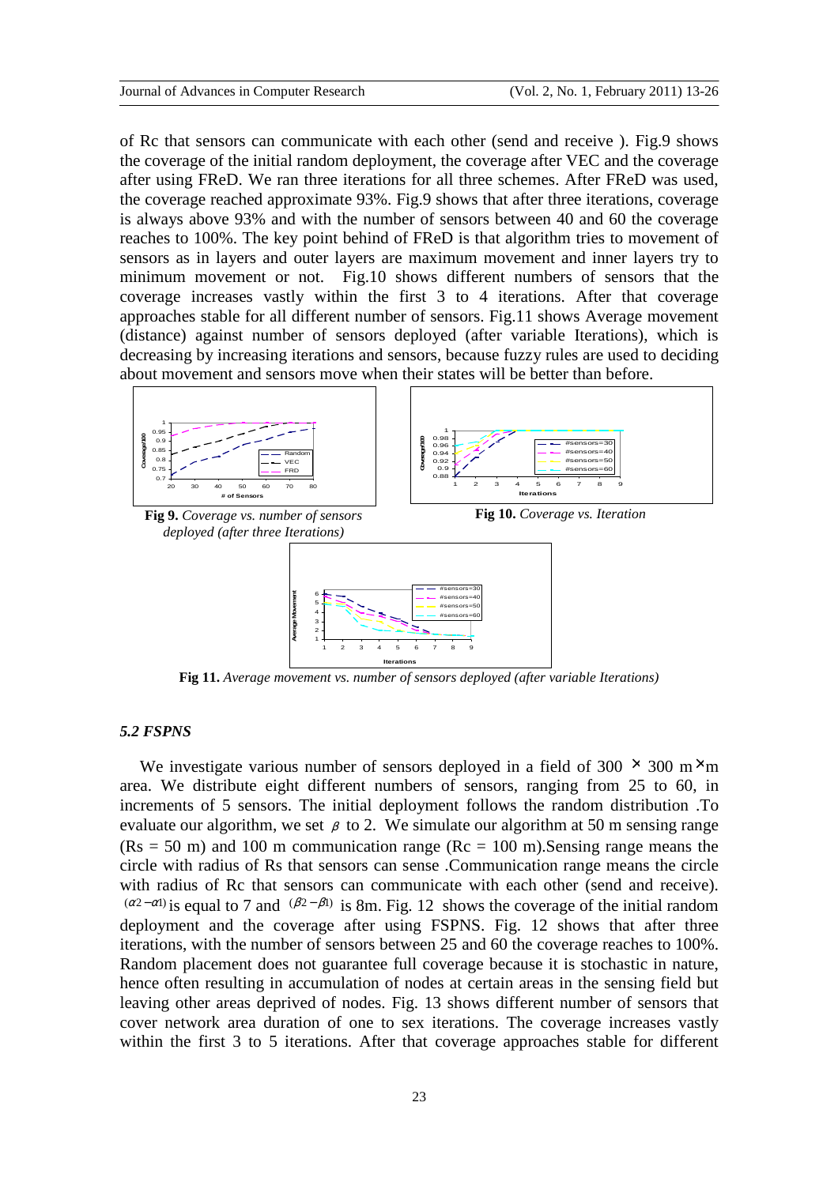of Rc that sensors can communicate with each other (send and receive ). Fig.9 shows the coverage of the initial random deployment, the coverage after VEC and the coverage after using FReD. We ran three iterations for all three schemes. After FReD was used, the coverage reached approximate 93%. Fig.9 shows that after three iterations, coverage is always above 93% and with the number of sensors between 40 and 60 the coverage reaches to 100%. The key point behind of FReD is that algorithm tries to movement of sensors as in layers and outer layers are maximum movement and inner layers try to minimum movement or not. Fig.10 shows different numbers of sensors that the coverage increases vastly within the first 3 to 4 iterations. After that coverage approaches stable for all different number of sensors. Fig.11 shows Average movement (distance) against number of sensors deployed (after variable Iterations), which is decreasing by increasing iterations and sensors, because fuzzy rules are used to deciding about movement and sensors move when their states will be better than before.

**Fig 9.** *Coverage vs. number of sensors deployed (after three Iterations)*

**Fig 10.** *Coverage vs. Iteration*

**Fig 11.** *Average movement vs. number of sensors deployed (after variable Iterations)*

### *5.2 FSPNS*

We investigate various number of sensors deployed in a field of 300 × 300 m×m area. We distribute eight different numbers of sensors, ranging from 25 to 60, in increments of 5 sensors. The initial deployment follows the random distribution .To evaluate our algorithm, we set $\beta$ to 2. We simulate our algorithm at 50 m sensing range (Rs = 50 m) and 100 m communication range (Rc = 100 m).Sensing range means the circle with radius of Rs that sensors can sense .Communication range means the circle with radius of Rc that sensors can communicate with each other (send and receive). $(\alpha 2-\alpha 1)$ is equal to 7 and $(\beta 2-\beta 1)$ is 8m. Fig. 12 shows the coverage of the initial random deployment and the coverage after using FSPNS. Fig. 12 shows that after three iterations, with the number of sensors between 25 and 60 the coverage reaches to 100%. Random placement does not guarantee full coverage because it is stochastic in nature, hence often resulting in accumulation of nodes at certain areas in the sensing field but leaving other areas deprived of nodes. Fig. 13 shows different number of sensors that cover network area duration of one to sex iterations. The coverage increases vastly within the first 3 to 5 iterations. After that coverage approaches stable for different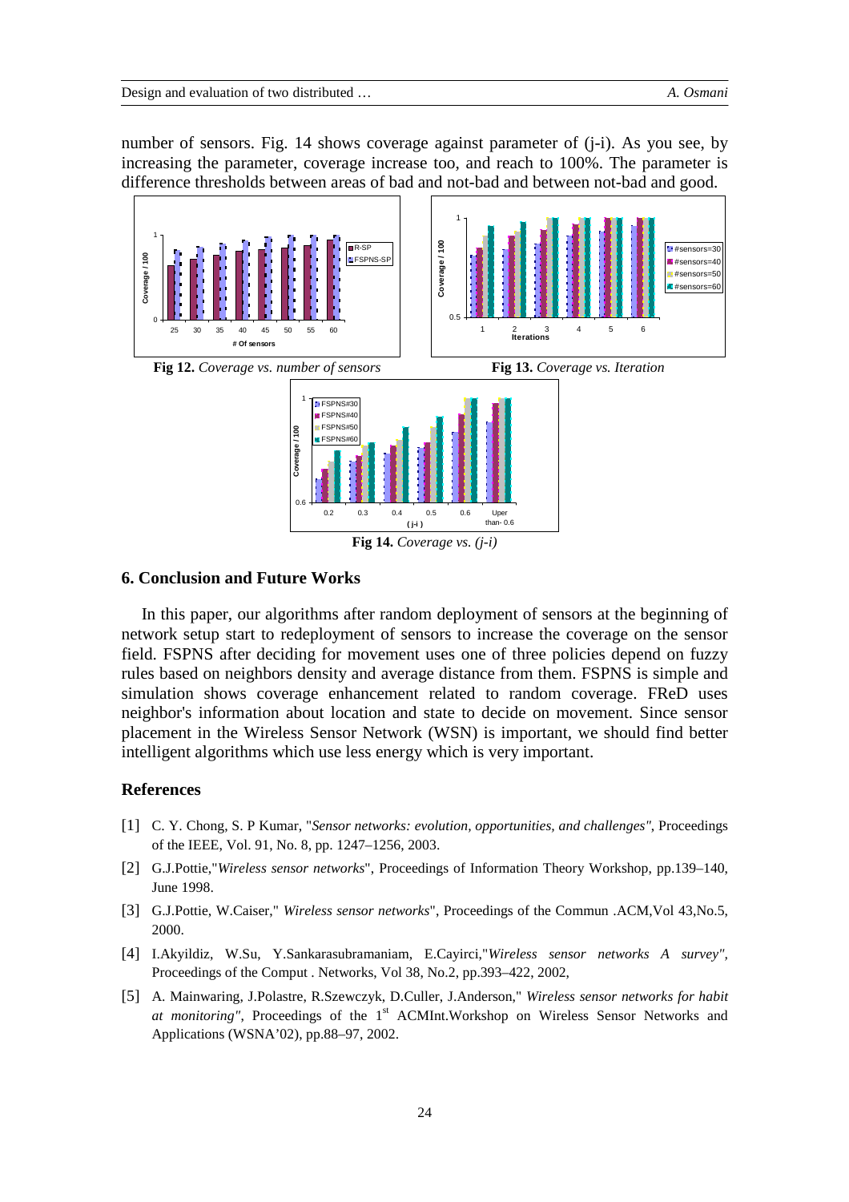number of sensors. Fig. 14 shows coverage against parameter of (j-i). As you see, by increasing the parameter, coverage increase too, and reach to 100%. The parameter is difference thresholds between areas of bad and not-bad and between not-bad and good.

**Fig 12.** *Coverage vs. number of sensors*

**Fig 13.** *Coverage vs. Iteration*

**Fig 14.** *Coverage vs. (j-i)*

## 6. Conclusion and Future Works

In this paper, our algorithms after random deployment of sensors at the beginning of network setup start to redeployment of sensors to increase the coverage on the sensor field. FSPNS after deciding for movement uses one of three policies depend on fuzzy rules based on neighbors density and average distance from them. FSPNS is simple and simulation shows coverage enhancement related to random coverage. FReD uses neighbor's information about location and state to decide on movement. Since sensor placement in the Wireless Sensor Network (WSN) is important, we should find better intelligent algorithms which use less energy which is very important.

## References

[1] C. Y. Chong, S. P Kumar, "*Sensor networks: evolution, opportunities, and challenges*", Proceedings of the IEEE, Vol. 91, No. 8, pp. 1247–1256, 2003.

[2] G.J.Pottie,"*Wireless sensor networks*", Proceedings of Information Theory Workshop, pp.139–140, June 1998.

[3] G.J.Pottie, W.Caiser," *Wireless sensor networks*", Proceedings of the Commun .ACM,Vol 43,No.5, 2000.

[4] I.Akyildiz, W.Su, Y.Sankarasubramaniam, E.Cayirci,"*Wireless sensor networks A survey*", Proceedings of the Comput . Networks, Vol 38, No.2, pp.393–422, 2002,

[5] A. Mainwaring, J.Polastre, R.Szewczyk, D.Culler, J.Anderson," *Wireless sensor networks for habit at monitoring*", Proceedings of the 1st ACMInt.Workshop on Wireless Sensor Networks and Applications (WSNA'02), pp.88–97, 2002.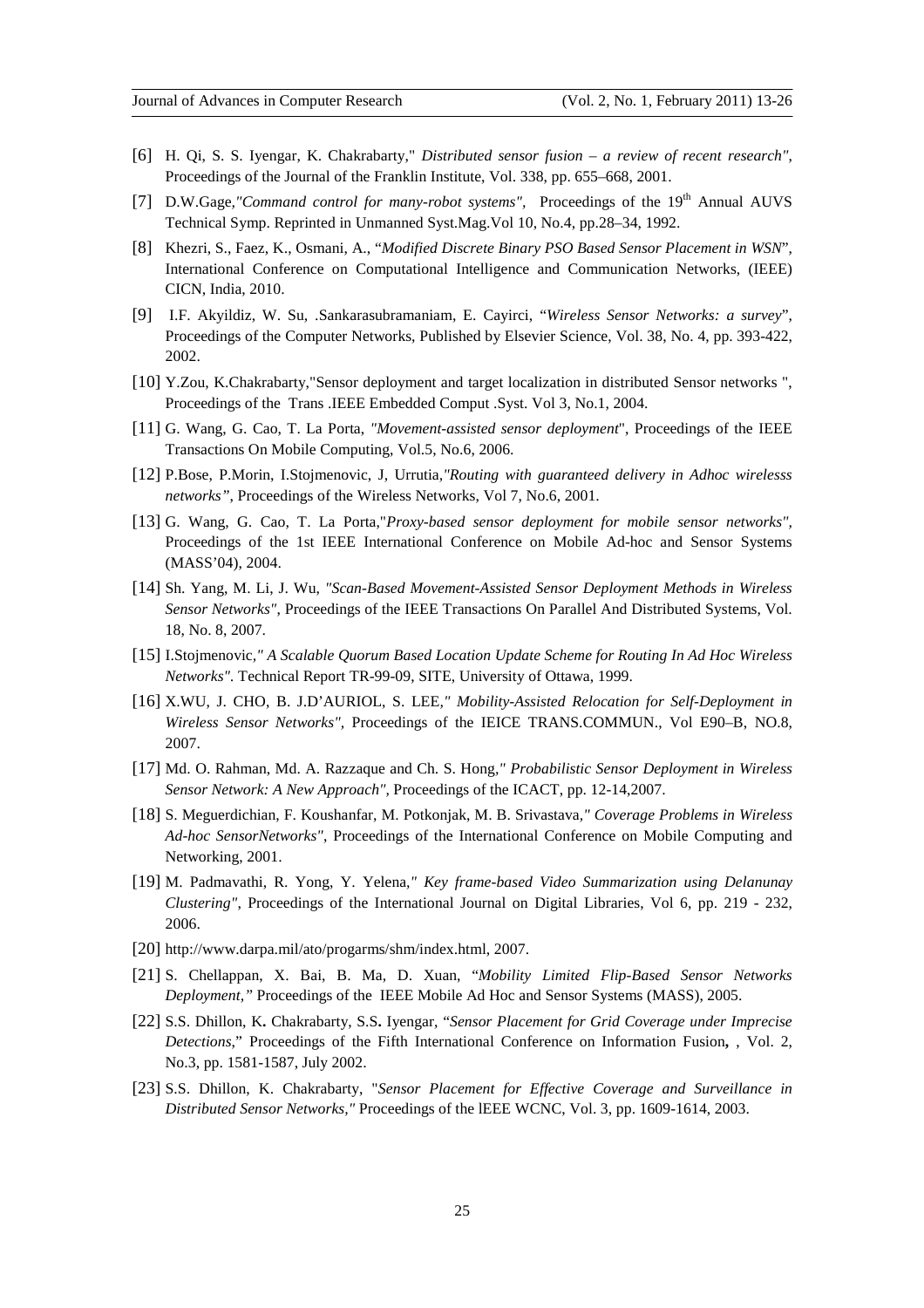[6] H. Qi, S. S. Iyengar, K. Chakrabarty," *Distributed sensor fusion – a review of recent research"*, Proceedings of the Journal of the Franklin Institute, Vol. 338, pp. 655–668, 2001.

[7] D.W.Gage,*"Command control for many-robot systems"*, Proceedings of the 19th Annual AUVS Technical Symp. Reprinted in Unmanned Syst.Mag.Vol 10, No.4, pp.28–34, 1992.

[8] Khezri, S., Faez, K., Osmani, A., "*Modified Discrete Binary PSO Based Sensor Placement in WSN*", International Conference on Computational Intelligence and Communication Networks, (IEEE) CICN, India, 2010.

[9] I.F. Akyildiz, W. Su, .Sankarasubramaniam, E. Cayirci, "*Wireless Sensor Networks: a survey*", Proceedings of the Computer Networks, Published by Elsevier Science, Vol. 38, No. 4, pp. 393-422, 2002.

[10] Y.Zou, K.Chakrabarty,"Sensor deployment and target localization in distributed Sensor networks ", Proceedings of the Trans .IEEE Embedded Comput .Syst. Vol 3, No.1, 2004.

[11] G. Wang, G. Cao, T. La Porta, *"Movement-assisted sensor deployment*", Proceedings of the IEEE Transactions On Mobile Computing, Vol.5, No.6, 2006.

[12] P.Bose, P.Morin, I.Stojmenovic, J, Urrutia,*"Routing with guaranteed delivery in Adhoc wirelesss networks"*, Proceedings of the Wireless Networks, Vol 7, No.6, 2001.

[13] G. Wang, G. Cao, T. La Porta,"*Proxy-based sensor deployment for mobile sensor networks"*, Proceedings of the 1st IEEE International Conference on Mobile Ad-hoc and Sensor Systems (MASS'04), 2004.

[14] Sh. Yang, M. Li, J. Wu, *"Scan-Based Movement-Assisted Sensor Deployment Methods in Wireless Sensor Networks"*, Proceedings of the IEEE Transactions On Parallel And Distributed Systems, Vol. 18, No. 8, 2007.

[15] I.Stojmenovic,*" A Scalable Quorum Based Location Update Scheme for Routing In Ad Hoc Wireless Networks"*. Technical Report TR-99-09, SITE, University of Ottawa, 1999.

[16] X.WU, J. CHO, B. J.D'AURIOL, S. LEE,*" Mobility-Assisted Relocation for Self-Deployment in Wireless Sensor Networks"*, Proceedings of the IEICE TRANS.COMMUN., Vol E90–B, NO.8, 2007.

[17] Md. O. Rahman, Md. A. Razzaque and Ch. S. Hong,*" Probabilistic Sensor Deployment in Wireless Sensor Network: A New Approach"*, Proceedings of the ICACT, pp. 12-14,2007.

[18] S. Meguerdichian, F. Koushanfar, M. Potkonjak, M. B. Srivastava,*" Coverage Problems in Wireless Ad-hoc SensorNetworks"*, Proceedings of the International Conference on Mobile Computing and Networking, 2001.

[19] M. Padmavathi, R. Yong, Y. Yelena,*" Key frame-based Video Summarization using Delanunay Clustering"*, Proceedings of the International Journal on Digital Libraries, Vol 6, pp. 219 - 232, 2006.

[20] http://www.darpa.mil/ato/progarms/shm/index.html, 2007.

[21] S. Chellappan, X. Bai, B. Ma, D. Xuan, "*Mobility Limited Flip-Based Sensor Networks Deployment,"* Proceedings of the IEEE Mobile Ad Hoc and Sensor Systems (MASS), 2005.

[22] S.S. Dhillon, K**.** Chakrabarty, S.S**.** Iyengar, "*Sensor Placement for Grid Coverage under Imprecise Detections*," Proceedings of the Fifth International Conference on Information Fusion**,** , Vol. 2, No.3, pp. 1581-1587, July 2002.

[23] S.S. Dhillon, K. Chakrabarty, "*Sensor Placement for Effective Coverage and Surveillance in Distributed Sensor Networks,"* Proceedings of the lEEE WCNC, Vol. 3, pp. 1609-1614, 2003.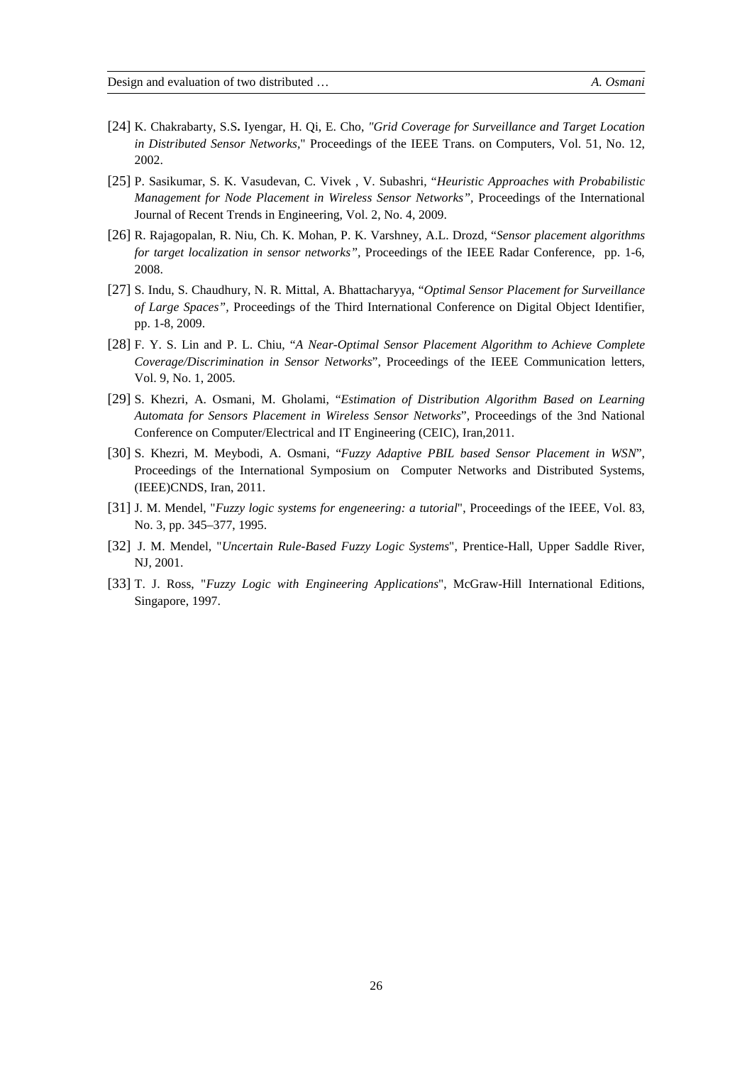[24] K. Chakrabarty, S.S. Iyengar, H. Qi, E. Cho, *"Grid Coverage for Surveillance and Target Location in Distributed Sensor Networks*," Proceedings of the IEEE Trans. on Computers, Vol. 51, No. 12, 2002.

[25] P. Sasikumar, S. K. Vasudevan, C. Vivek , V. Subashri, "*Heuristic Approaches with Probabilistic Management for Node Placement in Wireless Sensor Networks"*, Proceedings of the International Journal of Recent Trends in Engineering, Vol. 2, No. 4, 2009.

[26] R. Rajagopalan, R. Niu, Ch. K. Mohan, P. K. Varshney, A.L. Drozd, "*Sensor placement algorithms for target localization in sensor networks"*, Proceedings of the IEEE Radar Conference, pp. 1-6, 2008.

[27] S. Indu, S. Chaudhury, N. R. Mittal, A. Bhattacharyya, "*Optimal Sensor Placement for Surveillance of Large Spaces"*, Proceedings of the Third International Conference on Digital Object Identifier, pp. 1-8, 2009.

[28] F. Y. S. Lin and P. L. Chiu, "*A Near-Optimal Sensor Placement Algorithm to Achieve Complete Coverage/Discrimination in Sensor Networks*", Proceedings of the IEEE Communication letters, Vol. 9, No. 1, 2005.

[29] S. Khezri, A. Osmani, M. Gholami, "*Estimation of Distribution Algorithm Based on Learning Automata for Sensors Placement in Wireless Sensor Networks*", Proceedings of the 3nd National Conference on Computer/Electrical and IT Engineering (CEIC), Iran,2011.

[30] S. Khezri, M. Meybodi, A. Osmani, "*Fuzzy Adaptive PBIL based Sensor Placement in WSN*", Proceedings of the International Symposium on Computer Networks and Distributed Systems, (IEEE)CNDS, Iran, 2011.

[31] J. M. Mendel, "*Fuzzy logic systems for engeneering: a tutorial*", Proceedings of the IEEE, Vol. 83, No. 3, pp. 345–377, 1995.

[32] J. M. Mendel, "*Uncertain Rule-Based Fuzzy Logic Systems*", Prentice-Hall, Upper Saddle River, NJ, 2001.

[33] T. J. Ross, "*Fuzzy Logic with Engineering Applications*", McGraw-Hill International Editions, Singapore, 1997.